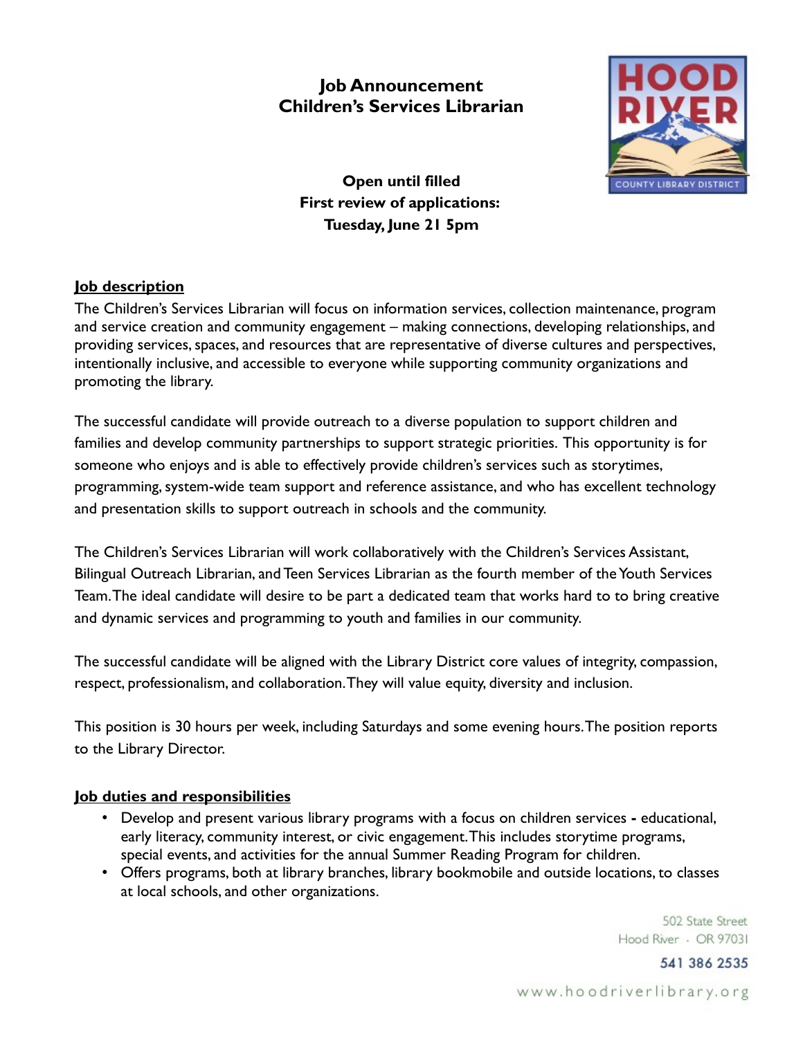# Job Announcement
# Children's Services Librarian

**Open until filled**
**First review of applications:**
**Tuesday, June 21 5pm**

## Job description

The Children's Services Librarian will focus on information services, collection maintenance, program and service creation and community engagement – making connections, developing relationships, and providing services, spaces, and resources that are representative of diverse cultures and perspectives, intentionally inclusive, and accessible to everyone while supporting community organizations and promoting the library.

The successful candidate will provide outreach to a diverse population to support children and families and develop community partnerships to support strategic priorities. This opportunity is for someone who enjoys and is able to effectively provide children's services such as storytimes, programming, system-wide team support and reference assistance, and who has excellent technology and presentation skills to support outreach in schools and the community.

The Children's Services Librarian will work collaboratively with the Children's Services Assistant, Bilingual Outreach Librarian, and Teen Services Librarian as the fourth member of the Youth Services Team. The ideal candidate will desire to be part a dedicated team that works hard to to bring creative and dynamic services and programming to youth and families in our community.

The successful candidate will be aligned with the Library District core values of integrity, compassion, respect, professionalism, and collaboration. They will value equity, diversity and inclusion.

This position is 30 hours per week, including Saturdays and some evening hours. The position reports to the Library Director.

## Job duties and responsibilities

- Develop and present various library programs with a focus on children services **-** educational, early literacy, community interest, or civic engagement. This includes storytime programs, special events, and activities for the annual Summer Reading Program for children.
- Offers programs, both at library branches, library bookmobile and outside locations, to classes at local schools, and other organizations.

502 State Street
Hood River · OR 97031
541 386 2535
www.hoodriverlibrary.org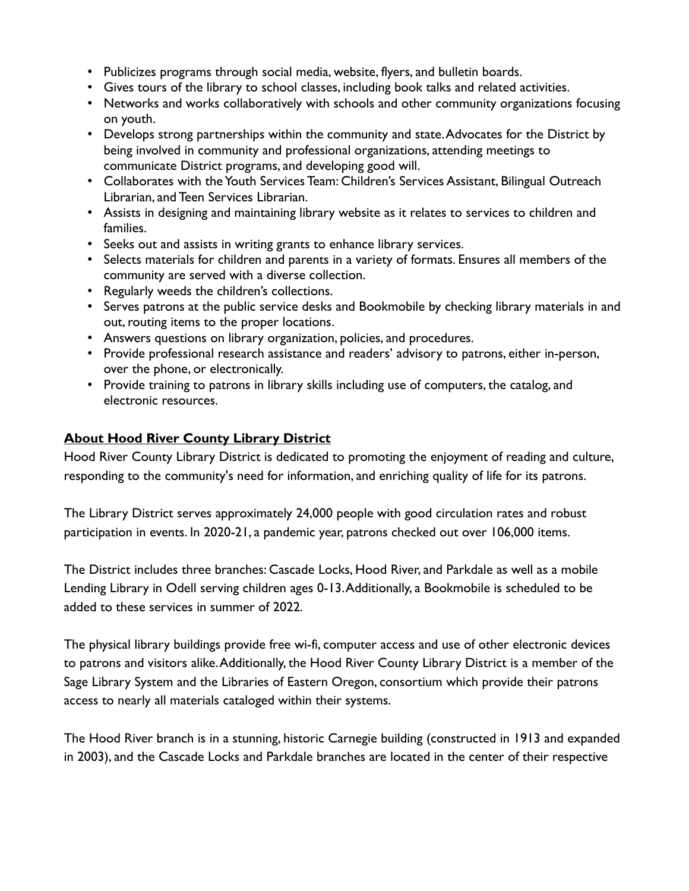- Publicizes programs through social media, website, flyers, and bulletin boards.
- Gives tours of the library to school classes, including book talks and related activities.
- Networks and works collaboratively with schools and other community organizations focusing on youth.
- Develops strong partnerships within the community and state. Advocates for the District by being involved in community and professional organizations, attending meetings to communicate District programs, and developing good will.
- Collaborates with the Youth Services Team: Children's Services Assistant, Bilingual Outreach Librarian, and Teen Services Librarian.
- Assists in designing and maintaining library website as it relates to services to children and families.
- Seeks out and assists in writing grants to enhance library services.
- Selects materials for children and parents in a variety of formats. Ensures all members of the community are served with a diverse collection.
- Regularly weeds the children's collections.
- Serves patrons at the public service desks and Bookmobile by checking library materials in and out, routing items to the proper locations.
- Answers questions on library organization, policies, and procedures.
- Provide professional research assistance and readers' advisory to patrons, either in-person, over the phone, or electronically.
- Provide training to patrons in library skills including use of computers, the catalog, and electronic resources.

## About Hood River County Library District

Hood River County Library District is dedicated to promoting the enjoyment of reading and culture, responding to the community's need for information, and enriching quality of life for its patrons.

The Library District serves approximately 24,000 people with good circulation rates and robust participation in events. In 2020-21, a pandemic year, patrons checked out over 106,000 items.

The District includes three branches: Cascade Locks, Hood River, and Parkdale as well as a mobile Lending Library in Odell serving children ages 0-13. Additionally, a Bookmobile is scheduled to be added to these services in summer of 2022.

The physical library buildings provide free wi-fi, computer access and use of other electronic devices to patrons and visitors alike. Additionally, the Hood River County Library District is a member of the Sage Library System and the Libraries of Eastern Oregon, consortium which provide their patrons access to nearly all materials cataloged within their systems.

The Hood River branch is in a stunning, historic Carnegie building (constructed in 1913 and expanded in 2003), and the Cascade Locks and Parkdale branches are located in the center of their respective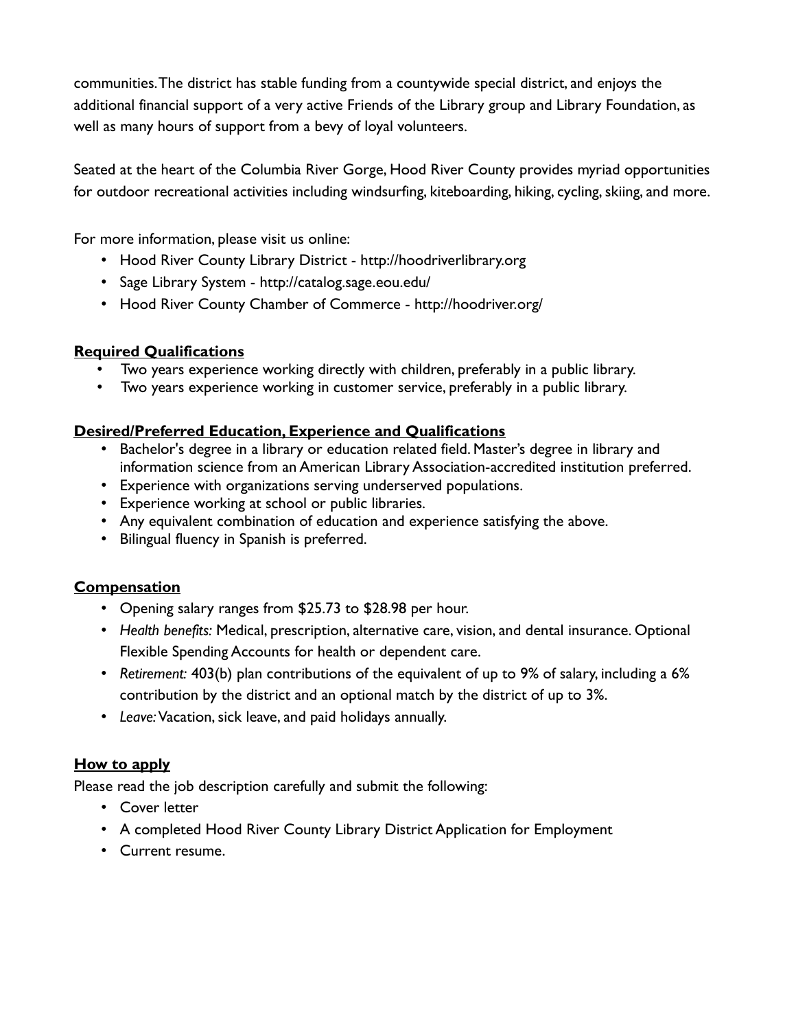communities. The district has stable funding from a countywide special district, and enjoys the additional financial support of a very active Friends of the Library group and Library Foundation, as well as many hours of support from a bevy of loyal volunteers.

Seated at the heart of the Columbia River Gorge, Hood River County provides myriad opportunities for outdoor recreational activities including windsurfing, kiteboarding, hiking, cycling, skiing, and more.

For more information, please visit us online:

- Hood River County Library District - http://hoodriverlibrary.org
- Sage Library System - http://catalog.sage.eou.edu/
- Hood River County Chamber of Commerce - http://hoodriver.org/

**Required Qualifications**

- Two years experience working directly with children, preferably in a public library.
- Two years experience working in customer service, preferably in a public library.

**Desired/Preferred Education, Experience and Qualifications**

- Bachelor's degree in a library or education related field. Master's degree in library and information science from an American Library Association-accredited institution preferred.
- Experience with organizations serving underserved populations.
- Experience working at school or public libraries.
- Any equivalent combination of education and experience satisfying the above.
- Bilingual fluency in Spanish is preferred.

**Compensation**

- Opening salary ranges from $25.73 to $28.98 per hour.
- *Health benefits:* Medical, prescription, alternative care, vision, and dental insurance. Optional Flexible Spending Accounts for health or dependent care.
- *Retirement:* 403(b) plan contributions of the equivalent of up to 9% of salary, including a 6% contribution by the district and an optional match by the district of up to 3%.
- *Leave:* Vacation, sick leave, and paid holidays annually.

**How to apply**

Please read the job description carefully and submit the following:

- Cover letter
- A completed Hood River County Library District Application for Employment
- Current resume.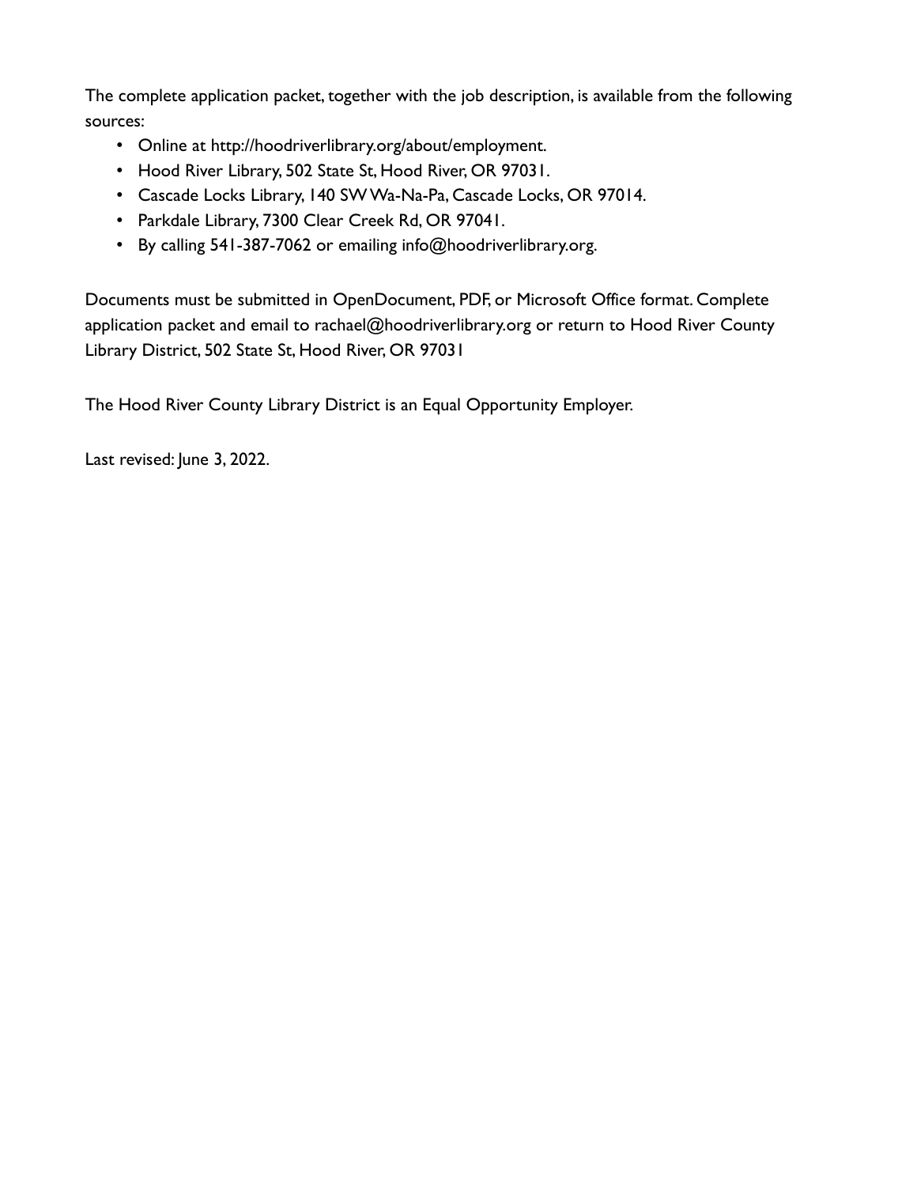The complete application packet, together with the job description, is available from the following sources:

- Online at http://hoodriverlibrary.org/about/employment.
- Hood River Library, 502 State St, Hood River, OR 97031.
- Cascade Locks Library, 140 SW Wa-Na-Pa, Cascade Locks, OR 97014.
- Parkdale Library, 7300 Clear Creek Rd, OR 97041.
- By calling 541-387-7062 or emailing info@hoodriverlibrary.org.

Documents must be submitted in OpenDocument, PDF, or Microsoft Office format. Complete application packet and email to rachael@hoodriverlibrary.org or return to Hood River County Library District, 502 State St, Hood River, OR 97031

The Hood River County Library District is an Equal Opportunity Employer.

Last revised: June 3, 2022.